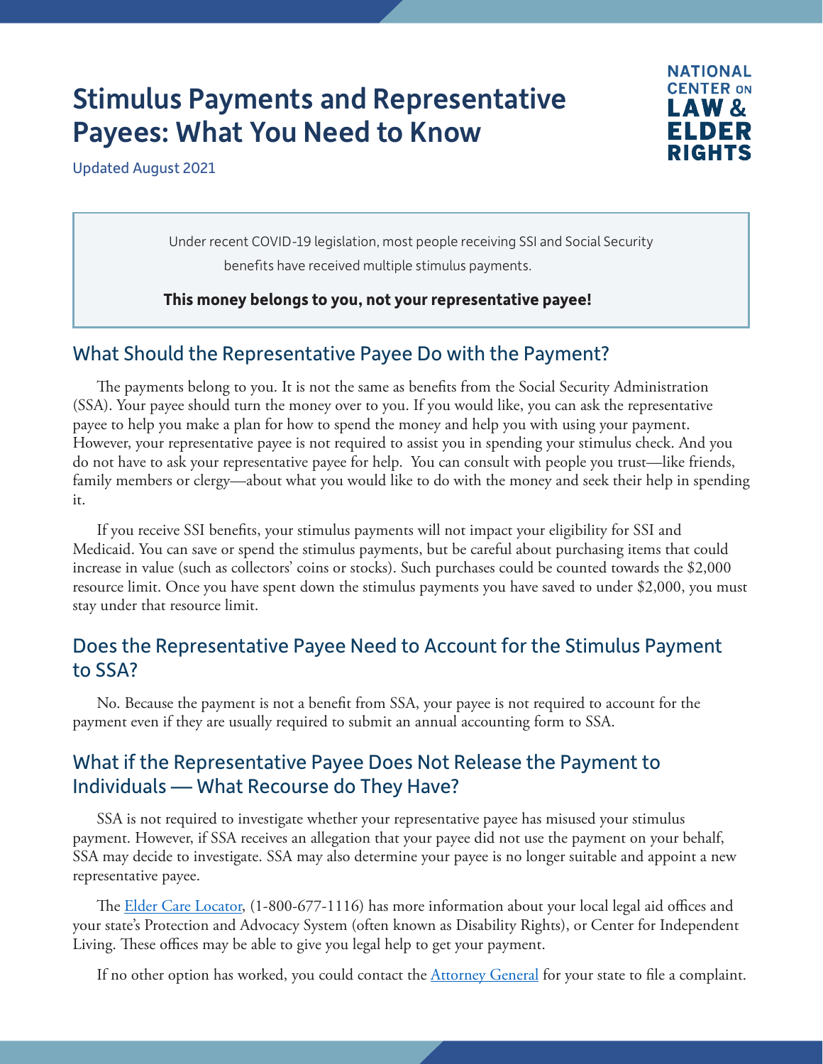# Stimulus Payments and Representative Payees: What You Need to Know

Updated August 2021

NATIONAL CENTER ON LAW & ELDER RIGHTS

> Under recent COVID-19 legislation, most people receiving SSI and Social Security benefits have received multiple stimulus payments.
>
> **This money belongs to you, not your representative payee!**

## What Should the Representative Payee Do with the Payment?

The payments belong to you. It is not the same as benefits from the Social Security Administration (SSA). Your payee should turn the money over to you. If you would like, you can ask the representative payee to help you make a plan for how to spend the money and help you with using your payment. However, your representative payee is not required to assist you in spending your stimulus check. And you do not have to ask your representative payee for help. You can consult with people you trust—like friends, family members or clergy—about what you would like to do with the money and seek their help in spending it.

If you receive SSI benefits, your stimulus payments will not impact your eligibility for SSI and Medicaid. You can save or spend the stimulus payments, but be careful about purchasing items that could increase in value (such as collectors' coins or stocks). Such purchases could be counted towards the $2,000 resource limit. Once you have spent down the stimulus payments you have saved to under $2,000, you must stay under that resource limit.

## Does the Representative Payee Need to Account for the Stimulus Payment to SSA?

No. Because the payment is not a benefit from SSA, your payee is not required to account for the payment even if they are usually required to submit an annual accounting form to SSA.

## What if the Representative Payee Does Not Release the Payment to Individuals — What Recourse do They Have?

SSA is not required to investigate whether your representative payee has misused your stimulus payment. However, if SSA receives an allegation that your payee did not use the payment on your behalf, SSA may decide to investigate. SSA may also determine your payee is no longer suitable and appoint a new representative payee.

The [Elder Care Locator](), (1-800-677-1116) has more information about your local legal aid offices and your state's Protection and Advocacy System (often known as Disability Rights), or Center for Independent Living. These offices may be able to give you legal help to get your payment.

If no other option has worked, you could contact the [Attorney General]() for your state to file a complaint.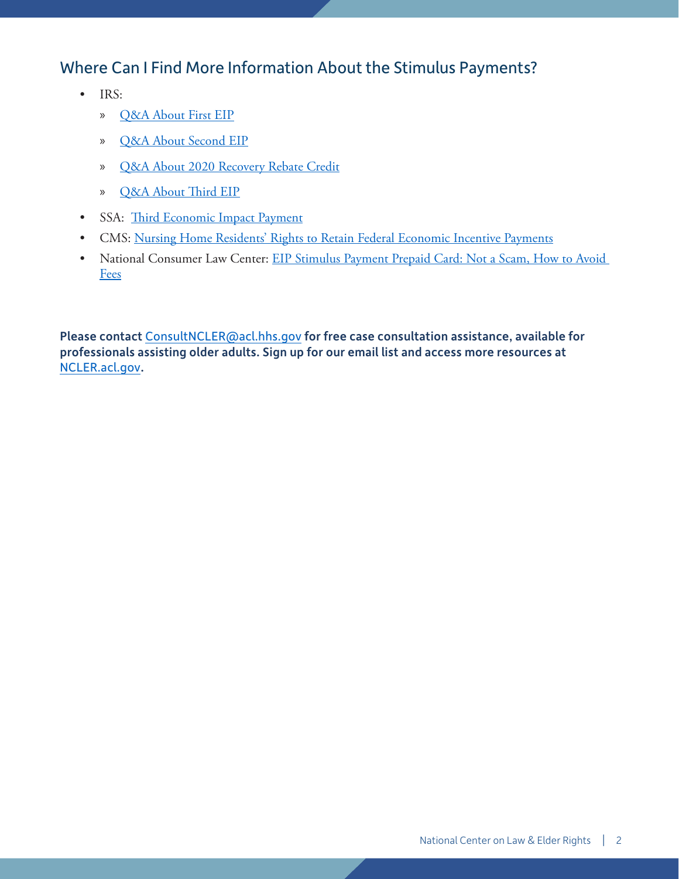## Where Can I Find More Information About the Stimulus Payments?

- IRS:
  - Q&A About First EIP
  - Q&A About Second EIP
  - Q&A About 2020 Recovery Rebate Credit
  - Q&A About Third EIP
- SSA: Third Economic Impact Payment
- CMS: Nursing Home Residents' Rights to Retain Federal Economic Incentive Payments
- National Consumer Law Center: EIP Stimulus Payment Prepaid Card: Not a Scam, How to Avoid Fees

**Please contact ConsultNCLER@acl.hhs.gov for free case consultation assistance, available for professionals assisting older adults. Sign up for our email list and access more resources at NCLER.acl.gov.**